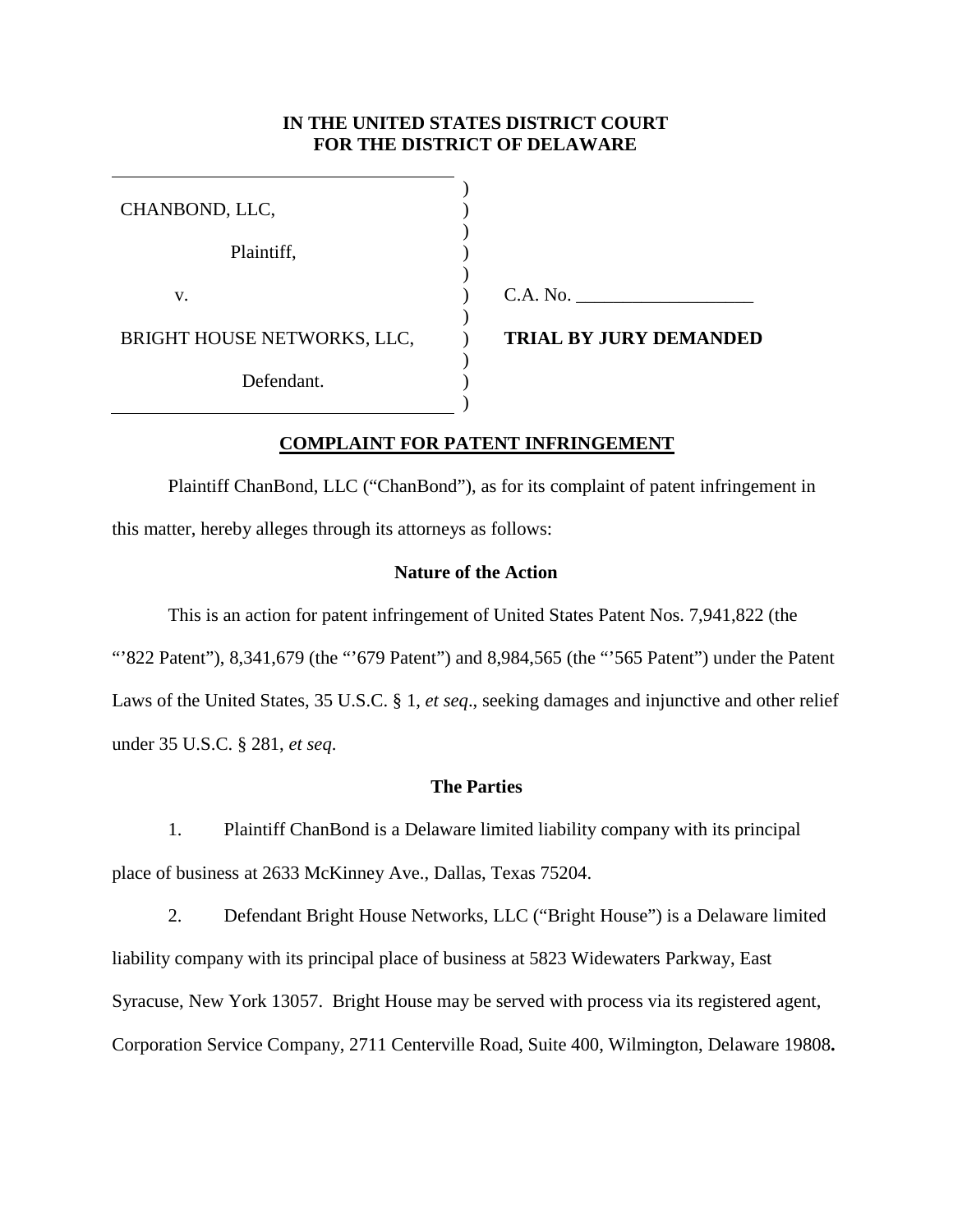**IN THE UNITED STATES DISTRICT COURT**
**FOR THE DISTRICT OF DELAWARE**

CHANBOND, LLC,

Plaintiff,

v.

BRIGHT HOUSE NETWORKS, LLC,

Defendant.

C.A. No. ___________________

**TRIAL BY JURY DEMANDED**

## COMPLAINT FOR PATENT INFRINGEMENT

Plaintiff ChanBond, LLC ("ChanBond"), as for its complaint of patent infringement in this matter, hereby alleges through its attorneys as follows:

### Nature of the Action

This is an action for patent infringement of United States Patent Nos. 7,941,822 (the "'822 Patent"), 8,341,679 (the "'679 Patent") and 8,984,565 (the "'565 Patent") under the Patent Laws of the United States, 35 U.S.C. § 1, *et seq*., seeking damages and injunctive and other relief under 35 U.S.C. § 281, *et seq*.

### The Parties

1. Plaintiff ChanBond is a Delaware limited liability company with its principal place of business at 2633 McKinney Ave., Dallas, Texas 75204.

2. Defendant Bright House Networks, LLC ("Bright House") is a Delaware limited liability company with its principal place of business at 5823 Widewaters Parkway, East Syracuse, New York 13057. Bright House may be served with process via its registered agent, Corporation Service Company, 2711 Centerville Road, Suite 400, Wilmington, Delaware 19808**.**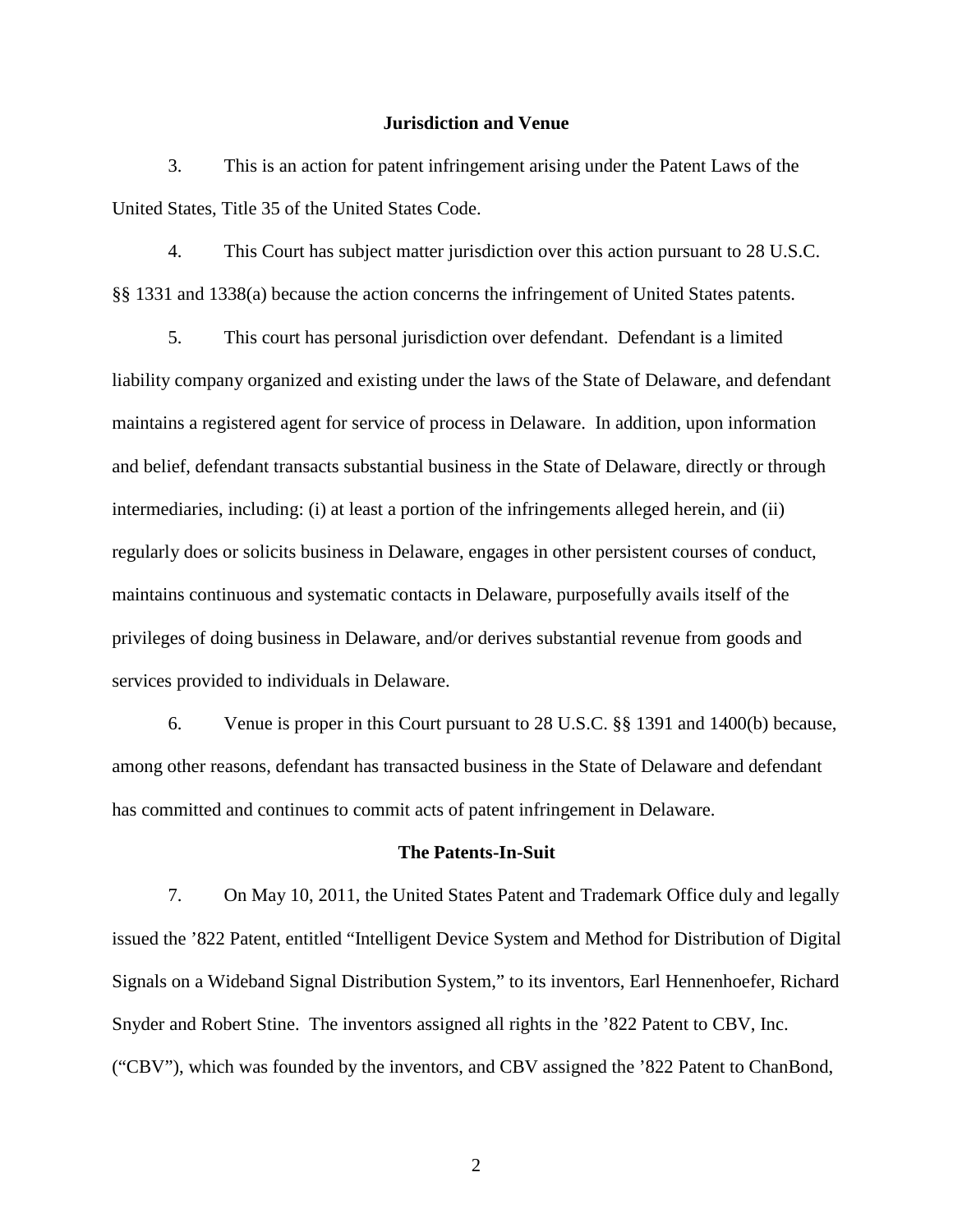## Jurisdiction and Venue

3. This is an action for patent infringement arising under the Patent Laws of the United States, Title 35 of the United States Code.

4. This Court has subject matter jurisdiction over this action pursuant to 28 U.S.C. §§ 1331 and 1338(a) because the action concerns the infringement of United States patents.

5. This court has personal jurisdiction over defendant. Defendant is a limited liability company organized and existing under the laws of the State of Delaware, and defendant maintains a registered agent for service of process in Delaware. In addition, upon information and belief, defendant transacts substantial business in the State of Delaware, directly or through intermediaries, including: (i) at least a portion of the infringements alleged herein, and (ii) regularly does or solicits business in Delaware, engages in other persistent courses of conduct, maintains continuous and systematic contacts in Delaware, purposefully avails itself of the privileges of doing business in Delaware, and/or derives substantial revenue from goods and services provided to individuals in Delaware.

6. Venue is proper in this Court pursuant to 28 U.S.C. §§ 1391 and 1400(b) because, among other reasons, defendant has transacted business in the State of Delaware and defendant has committed and continues to commit acts of patent infringement in Delaware.

## The Patents-In-Suit

7. On May 10, 2011, the United States Patent and Trademark Office duly and legally issued the '822 Patent, entitled "Intelligent Device System and Method for Distribution of Digital Signals on a Wideband Signal Distribution System," to its inventors, Earl Hennenhoefer, Richard Snyder and Robert Stine. The inventors assigned all rights in the '822 Patent to CBV, Inc. ("CBV"), which was founded by the inventors, and CBV assigned the '822 Patent to ChanBond,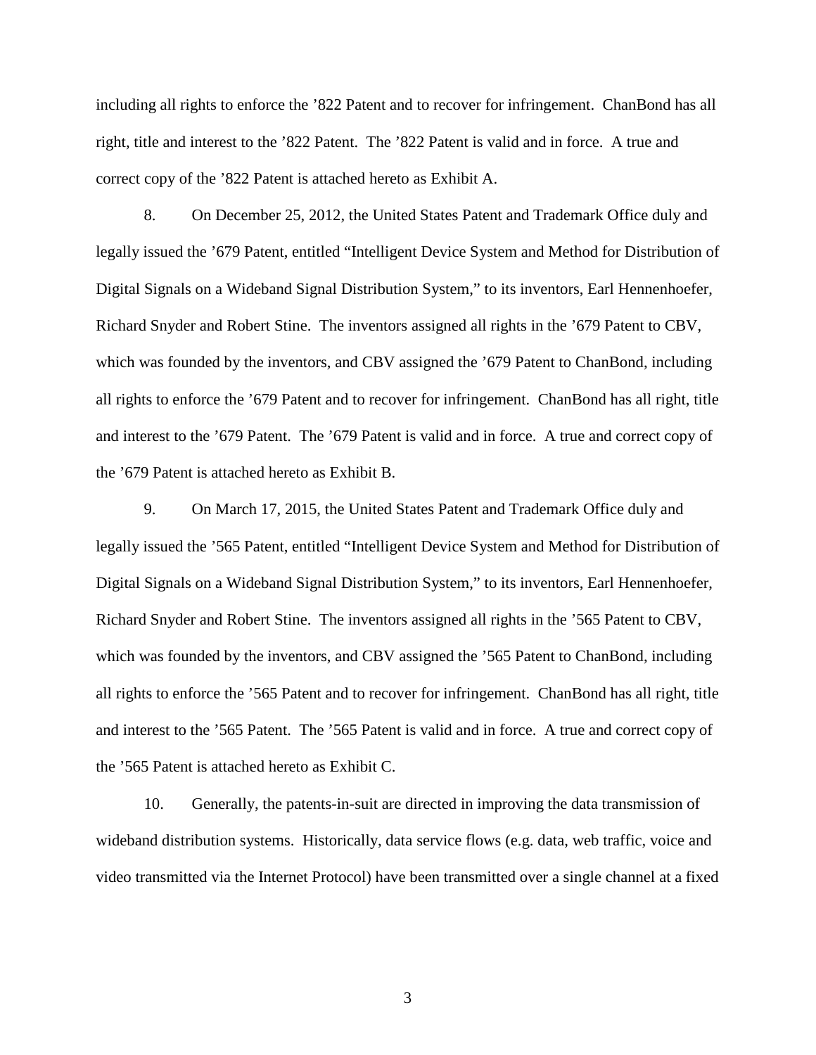including all rights to enforce the ’822 Patent and to recover for infringement. ChanBond has all right, title and interest to the ’822 Patent. The ’822 Patent is valid and in force. A true and correct copy of the ’822 Patent is attached hereto as Exhibit A.

8. On December 25, 2012, the United States Patent and Trademark Office duly and legally issued the ’679 Patent, entitled “Intelligent Device System and Method for Distribution of Digital Signals on a Wideband Signal Distribution System,” to its inventors, Earl Hennenhoefer, Richard Snyder and Robert Stine. The inventors assigned all rights in the ’679 Patent to CBV, which was founded by the inventors, and CBV assigned the ’679 Patent to ChanBond, including all rights to enforce the ’679 Patent and to recover for infringement. ChanBond has all right, title and interest to the ’679 Patent. The ’679 Patent is valid and in force. A true and correct copy of the ’679 Patent is attached hereto as Exhibit B.

9. On March 17, 2015, the United States Patent and Trademark Office duly and legally issued the ’565 Patent, entitled “Intelligent Device System and Method for Distribution of Digital Signals on a Wideband Signal Distribution System,” to its inventors, Earl Hennenhoefer, Richard Snyder and Robert Stine. The inventors assigned all rights in the ’565 Patent to CBV, which was founded by the inventors, and CBV assigned the ’565 Patent to ChanBond, including all rights to enforce the ’565 Patent and to recover for infringement. ChanBond has all right, title and interest to the ’565 Patent. The ’565 Patent is valid and in force. A true and correct copy of the ’565 Patent is attached hereto as Exhibit C.

10. Generally, the patents-in-suit are directed in improving the data transmission of wideband distribution systems. Historically, data service flows (e.g. data, web traffic, voice and video transmitted via the Internet Protocol) have been transmitted over a single channel at a fixed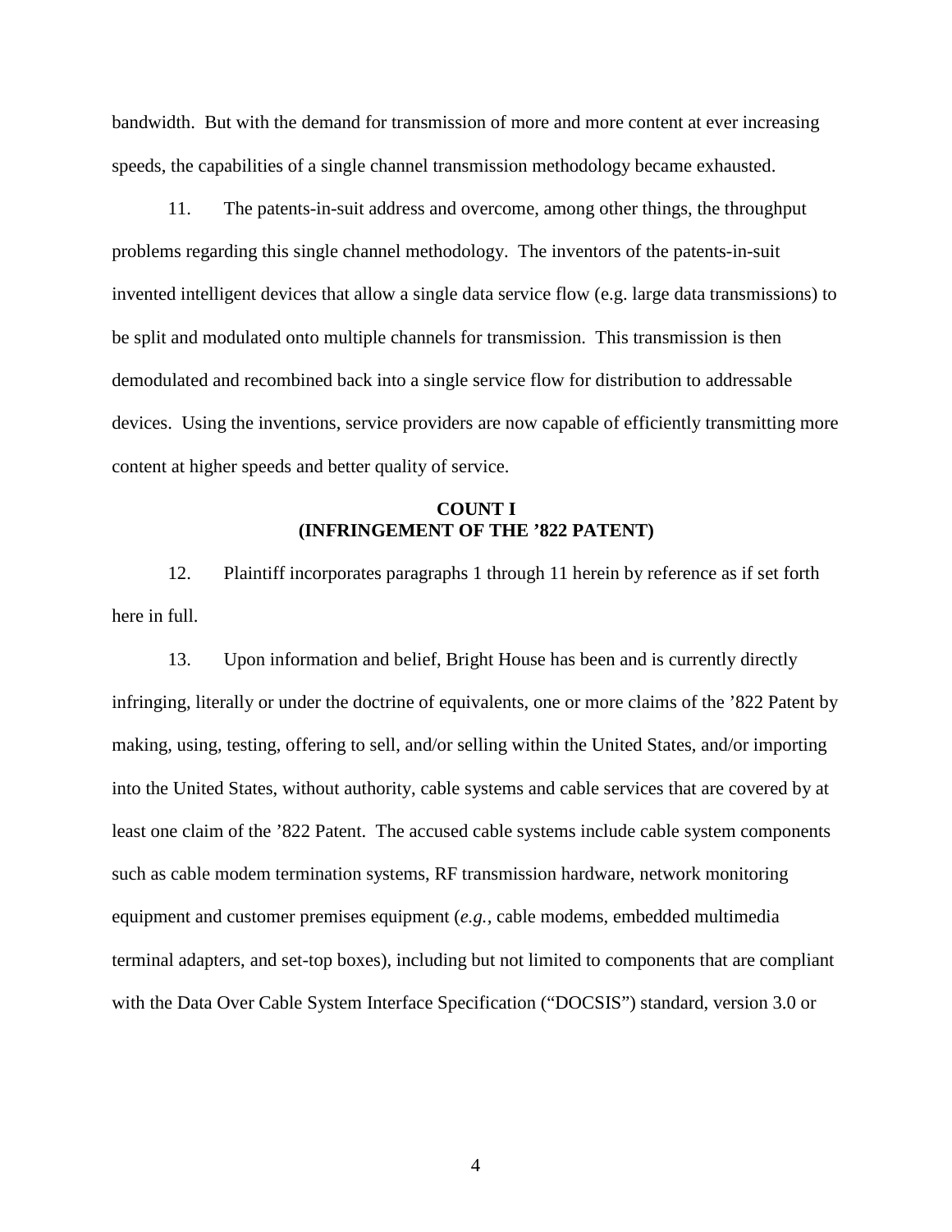bandwidth. But with the demand for transmission of more and more content at ever increasing speeds, the capabilities of a single channel transmission methodology became exhausted.

11. The patents-in-suit address and overcome, among other things, the throughput problems regarding this single channel methodology. The inventors of the patents-in-suit invented intelligent devices that allow a single data service flow (e.g. large data transmissions) to be split and modulated onto multiple channels for transmission. This transmission is then demodulated and recombined back into a single service flow for distribution to addressable devices. Using the inventions, service providers are now capable of efficiently transmitting more content at higher speeds and better quality of service.

**COUNT I**
**(INFRINGEMENT OF THE ’822 PATENT)**

12. Plaintiff incorporates paragraphs 1 through 11 herein by reference as if set forth here in full.

13. Upon information and belief, Bright House has been and is currently directly infringing, literally or under the doctrine of equivalents, one or more claims of the ’822 Patent by making, using, testing, offering to sell, and/or selling within the United States, and/or importing into the United States, without authority, cable systems and cable services that are covered by at least one claim of the ’822 Patent. The accused cable systems include cable system components such as cable modem termination systems, RF transmission hardware, network monitoring equipment and customer premises equipment (*e.g.*, cable modems, embedded multimedia terminal adapters, and set-top boxes), including but not limited to components that are compliant with the Data Over Cable System Interface Specification (“DOCSIS”) standard, version 3.0 or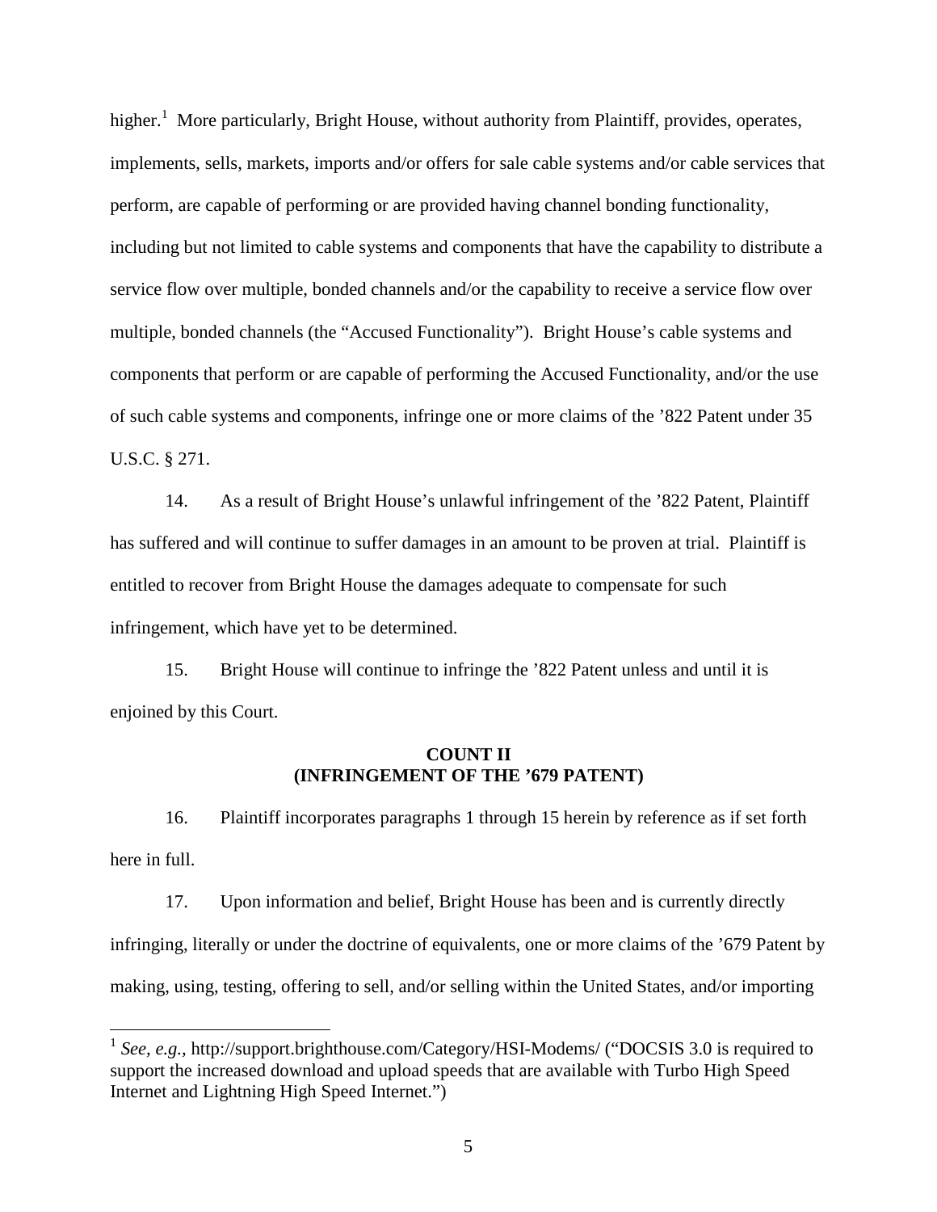higher.[1] More particularly, Bright House, without authority from Plaintiff, provides, operates, implements, sells, markets, imports and/or offers for sale cable systems and/or cable services that perform, are capable of performing or are provided having channel bonding functionality, including but not limited to cable systems and components that have the capability to distribute a service flow over multiple, bonded channels and/or the capability to receive a service flow over multiple, bonded channels (the "Accused Functionality"). Bright House's cable systems and components that perform or are capable of performing the Accused Functionality, and/or the use of such cable systems and components, infringe one or more claims of the '822 Patent under 35 U.S.C. § 271.

14. As a result of Bright House's unlawful infringement of the '822 Patent, Plaintiff has suffered and will continue to suffer damages in an amount to be proven at trial. Plaintiff is entitled to recover from Bright House the damages adequate to compensate for such infringement, which have yet to be determined.

15. Bright House will continue to infringe the '822 Patent unless and until it is enjoined by this Court.

**COUNT II**
**(INFRINGEMENT OF THE '679 PATENT)**

16. Plaintiff incorporates paragraphs 1 through 15 herein by reference as if set forth here in full.

17. Upon information and belief, Bright House has been and is currently directly infringing, literally or under the doctrine of equivalents, one or more claims of the '679 Patent by making, using, testing, offering to sell, and/or selling within the United States, and/or importing

---

[1] *See, e.g.*, http://support.brighthouse.com/Category/HSI-Modems/ ("DOCSIS 3.0 is required to support the increased download and upload speeds that are available with Turbo High Speed Internet and Lightning High Speed Internet.")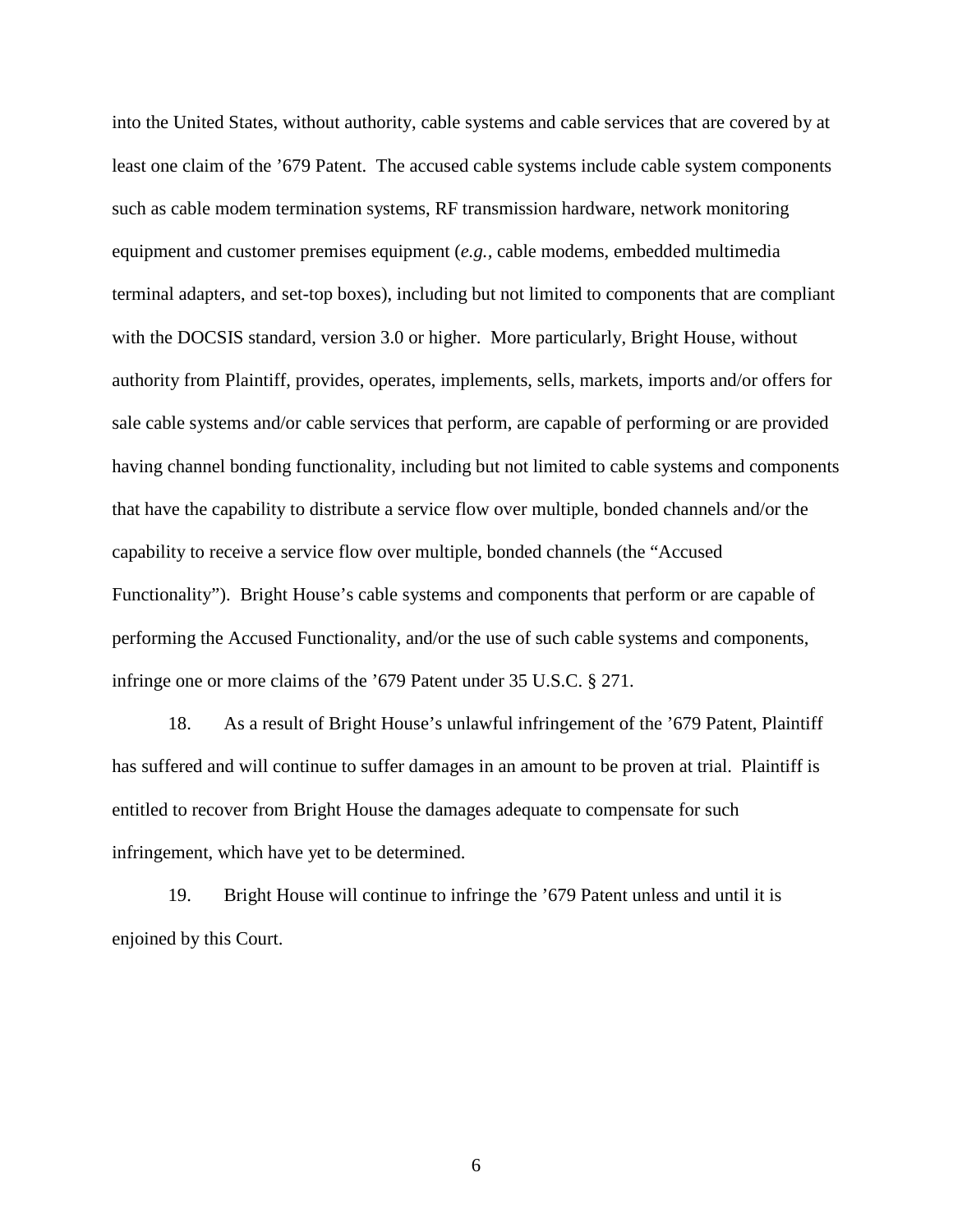into the United States, without authority, cable systems and cable services that are covered by at least one claim of the ’679 Patent. The accused cable systems include cable system components such as cable modem termination systems, RF transmission hardware, network monitoring equipment and customer premises equipment (*e.g.*, cable modems, embedded multimedia terminal adapters, and set-top boxes), including but not limited to components that are compliant with the DOCSIS standard, version 3.0 or higher. More particularly, Bright House, without authority from Plaintiff, provides, operates, implements, sells, markets, imports and/or offers for sale cable systems and/or cable services that perform, are capable of performing or are provided having channel bonding functionality, including but not limited to cable systems and components that have the capability to distribute a service flow over multiple, bonded channels and/or the capability to receive a service flow over multiple, bonded channels (the “Accused Functionality”). Bright House’s cable systems and components that perform or are capable of performing the Accused Functionality, and/or the use of such cable systems and components, infringe one or more claims of the ’679 Patent under 35 U.S.C. § 271.

18. As a result of Bright House’s unlawful infringement of the ’679 Patent, Plaintiff has suffered and will continue to suffer damages in an amount to be proven at trial. Plaintiff is entitled to recover from Bright House the damages adequate to compensate for such infringement, which have yet to be determined.

19. Bright House will continue to infringe the ’679 Patent unless and until it is enjoined by this Court.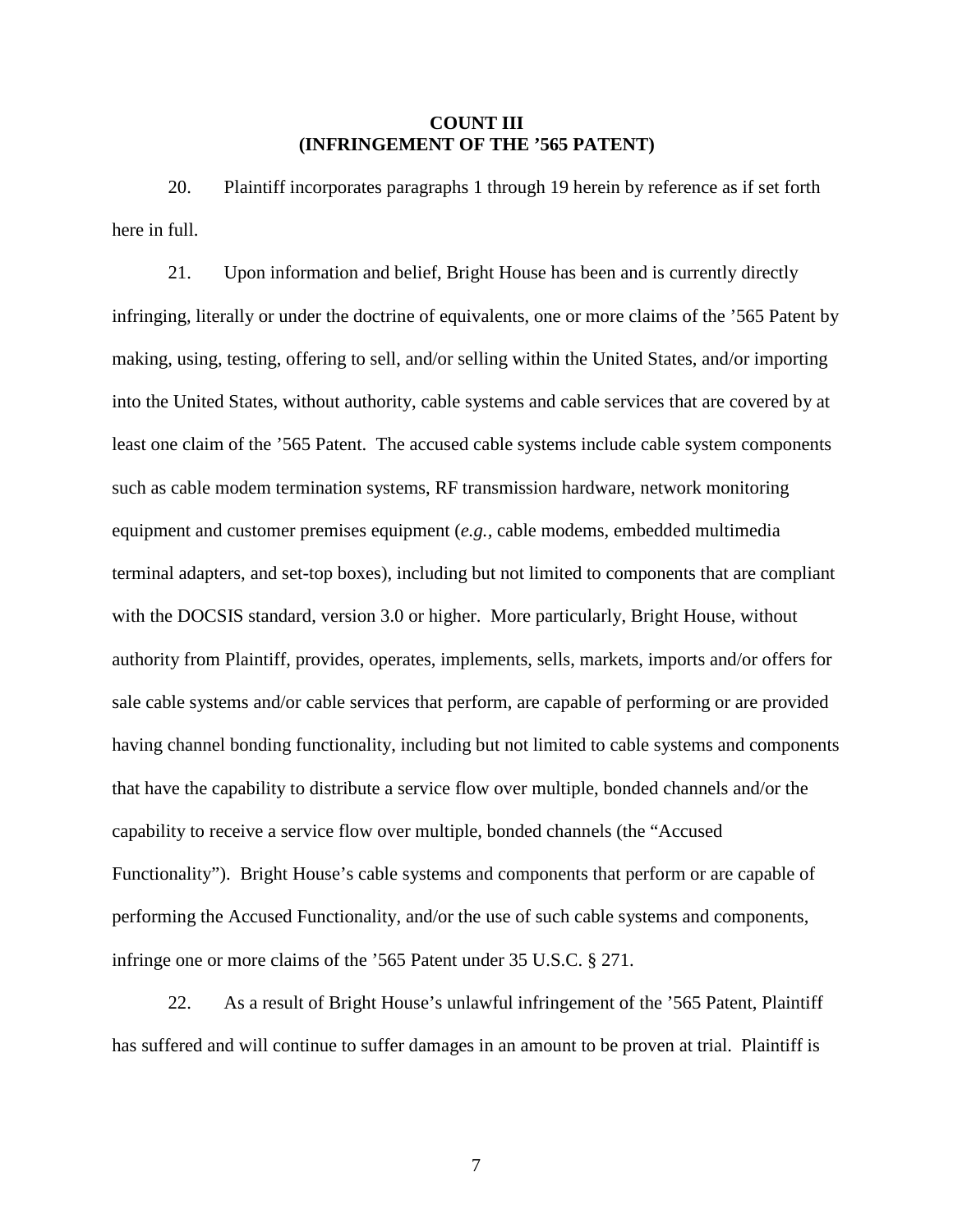**COUNT III**
**(INFRINGEMENT OF THE '565 PATENT)**

20. Plaintiff incorporates paragraphs 1 through 19 herein by reference as if set forth here in full.

21. Upon information and belief, Bright House has been and is currently directly infringing, literally or under the doctrine of equivalents, one or more claims of the '565 Patent by making, using, testing, offering to sell, and/or selling within the United States, and/or importing into the United States, without authority, cable systems and cable services that are covered by at least one claim of the '565 Patent. The accused cable systems include cable system components such as cable modem termination systems, RF transmission hardware, network monitoring equipment and customer premises equipment (*e.g.*, cable modems, embedded multimedia terminal adapters, and set-top boxes), including but not limited to components that are compliant with the DOCSIS standard, version 3.0 or higher. More particularly, Bright House, without authority from Plaintiff, provides, operates, implements, sells, markets, imports and/or offers for sale cable systems and/or cable services that perform, are capable of performing or are provided having channel bonding functionality, including but not limited to cable systems and components that have the capability to distribute a service flow over multiple, bonded channels and/or the capability to receive a service flow over multiple, bonded channels (the "Accused Functionality"). Bright House's cable systems and components that perform or are capable of performing the Accused Functionality, and/or the use of such cable systems and components, infringe one or more claims of the '565 Patent under 35 U.S.C. § 271.

22. As a result of Bright House's unlawful infringement of the '565 Patent, Plaintiff has suffered and will continue to suffer damages in an amount to be proven at trial. Plaintiff is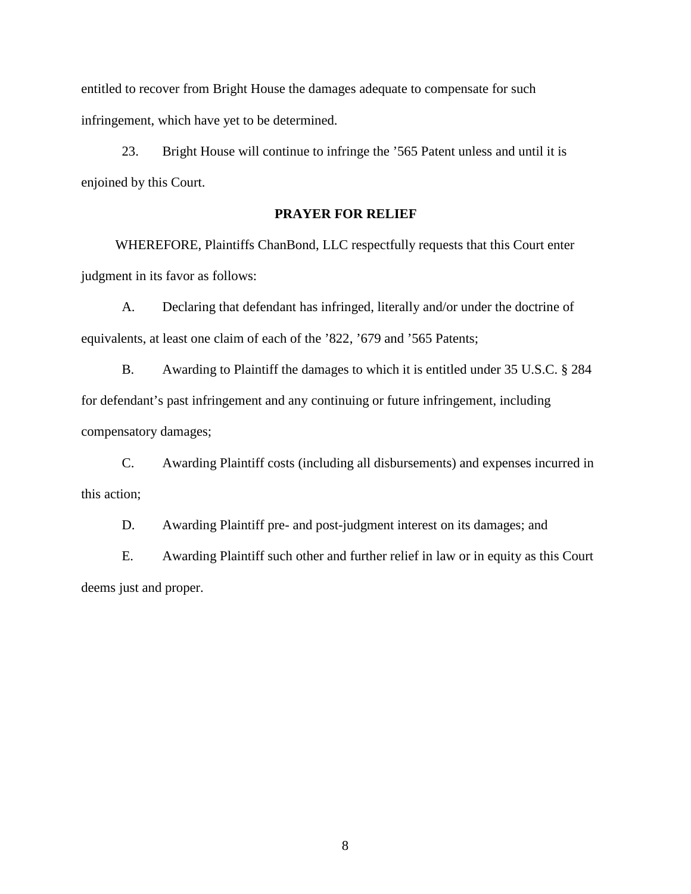entitled to recover from Bright House the damages adequate to compensate for such infringement, which have yet to be determined.

23. Bright House will continue to infringe the ’565 Patent unless and until it is enjoined by this Court.

## PRAYER FOR RELIEF

WHEREFORE, Plaintiffs ChanBond, LLC respectfully requests that this Court enter judgment in its favor as follows:

A. Declaring that defendant has infringed, literally and/or under the doctrine of equivalents, at least one claim of each of the ’822, ’679 and ’565 Patents;

B. Awarding to Plaintiff the damages to which it is entitled under 35 U.S.C. § 284 for defendant’s past infringement and any continuing or future infringement, including compensatory damages;

C. Awarding Plaintiff costs (including all disbursements) and expenses incurred in this action;

D. Awarding Plaintiff pre- and post-judgment interest on its damages; and

E. Awarding Plaintiff such other and further relief in law or in equity as this Court deems just and proper.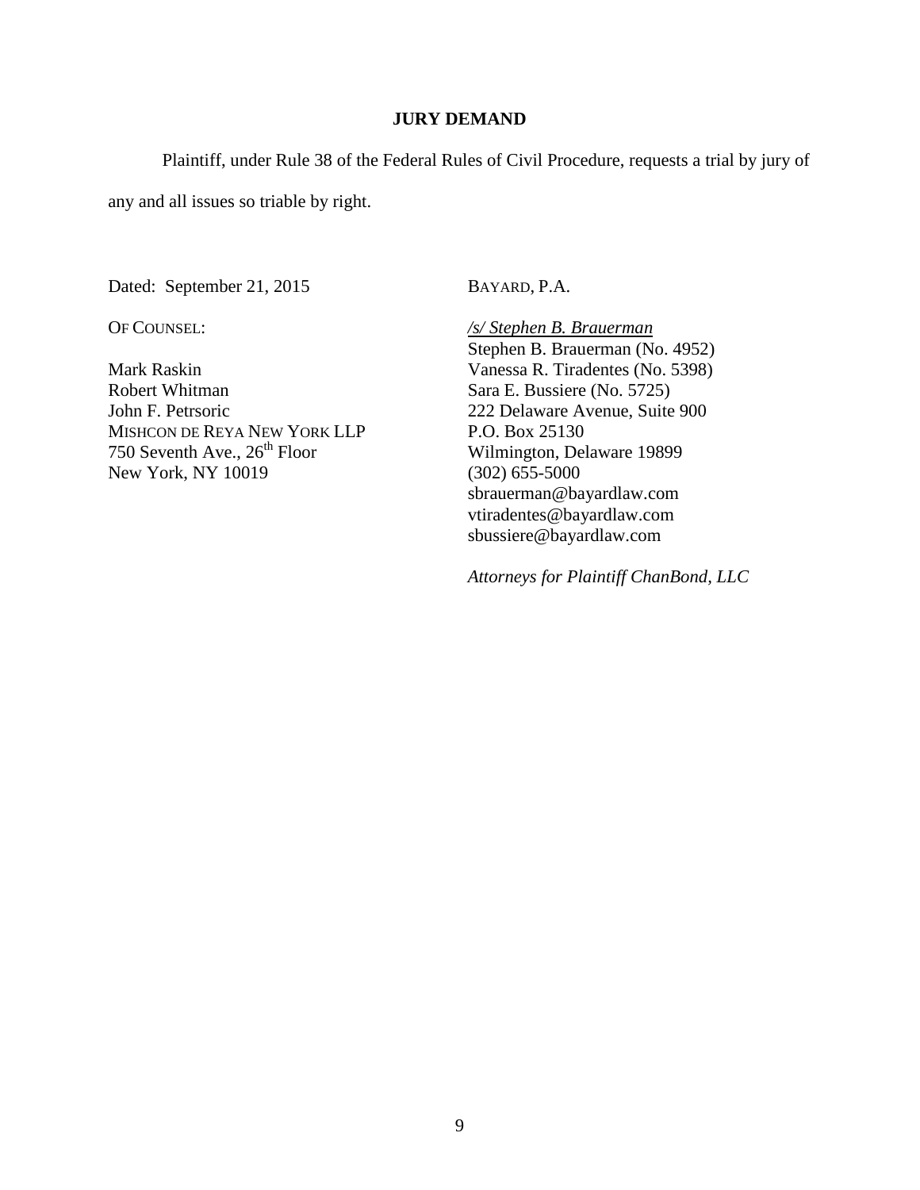**JURY DEMAND**

Plaintiff, under Rule 38 of the Federal Rules of Civil Procedure, requests a trial by jury of any and all issues so triable by right.

Dated: September 21, 2015

OF COUNSEL:

Mark Raskin
Robert Whitman
John F. Petrsoric
MISHCON DE REYA NEW YORK LLP
750 Seventh Ave., 26th Floor
New York, NY 10019

BAYARD, P.A.

*/s/ Stephen B. Brauerman*
Stephen B. Brauerman (No. 4952)
Vanessa R. Tiradentes (No. 5398)
Sara E. Bussiere (No. 5725)
222 Delaware Avenue, Suite 900
P.O. Box 25130
Wilmington, Delaware 19899
(302) 655-5000
sbrauerman@bayardlaw.com
vtiradentes@bayardlaw.com
sbussiere@bayardlaw.com

*Attorneys for Plaintiff ChanBond, LLC*